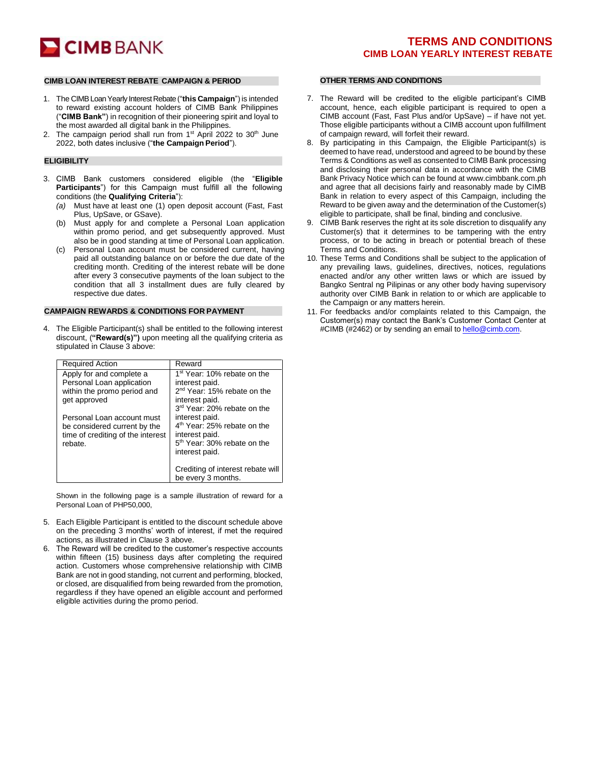# TERMS AND CONDITIONS
## CIMB LOAN YEARLY INTEREST REBATE

### CIMB LOAN INTEREST REBATE CAMPAIGN & PERIOD

1. The CIMB Loan Yearly Interest Rebate ("**this Campaign**") is intended to reward existing account holders of CIMB Bank Philippines ("**CIMB Bank"**) in recognition of their pioneering spirit and loyal to the most awarded all digital bank in the Philippines.
2. The campaign period shall run from 1st April 2022 to 30th June 2022, both dates inclusive ("**the Campaign Period**").

### ELIGIBILITY

3. CIMB Bank customers considered eligible (the "**Eligible Participants**") for this Campaign must fulfill all the following conditions (the **Qualifying Criteria**"):
   *(a)* Must have at least one (1) open deposit account (Fast, Fast Plus, UpSave, or GSave).
   (b) Must apply for and complete a Personal Loan application within promo period, and get subsequently approved. Must also be in good standing at time of Personal Loan application.
   (c) Personal Loan account must be considered current, having paid all outstanding balance on or before the due date of the crediting month. Crediting of the interest rebate will be done after every 3 consecutive payments of the loan subject to the condition that all 3 installment dues are fully cleared by respective due dates.

### CAMPAIGN REWARDS & CONDITIONS FOR PAYMENT

4. The Eligible Participant(s) shall be entitled to the following interest discount, (**"Reward(s)")** upon meeting all the qualifying criteria as stipulated in Clause 3 above:

| Required Action | Reward |
|---|---|
| Apply for and complete a Personal Loan application within the promo period and get approved<br><br>Personal Loan account must be considered current by the time of crediting of the interest rebate. | 1st Year: 10% rebate on the interest paid.<br>2nd Year: 15% rebate on the interest paid.<br>3rd Year: 20% rebate on the interest paid.<br>4th Year: 25% rebate on the interest paid.<br>5th Year: 30% rebate on the interest paid.<br><br>Crediting of interest rebate will be every 3 months. |

Shown in the following page is a sample illustration of reward for a Personal Loan of PHP50,000,

5. Each Eligible Participant is entitled to the discount schedule above on the preceding 3 months' worth of interest, if met the required actions, as illustrated in Clause 3 above.
6. The Reward will be credited to the customer's respective accounts within fifteen (15) business days after completing the required action. Customers whose comprehensive relationship with CIMB Bank are not in good standing, not current and performing, blocked, or closed, are disqualified from being rewarded from the promotion, regardless if they have opened an eligible account and performed eligible activities during the promo period.

### OTHER TERMS AND CONDITIONS

7. The Reward will be credited to the eligible participant's CIMB account, hence, each eligible participant is required to open a CIMB account (Fast, Fast Plus and/or UpSave) – if have not yet. Those eligible participants without a CIMB account upon fulfillment of campaign reward, will forfeit their reward.
8. By participating in this Campaign, the Eligible Participant(s) is deemed to have read, understood and agreed to be bound by these Terms & Conditions as well as consented to CIMB Bank processing and disclosing their personal data in accordance with the CIMB Bank Privacy Notice which can be found at www.cimbbank.com.ph and agree that all decisions fairly and reasonably made by CIMB Bank in relation to every aspect of this Campaign, including the Reward to be given away and the determination of the Customer(s) eligible to participate, shall be final, binding and conclusive.
9. CIMB Bank reserves the right at its sole discretion to disqualify any Customer(s) that it determines to be tampering with the entry process, or to be acting in breach or potential breach of these Terms and Conditions.
10. These Terms and Conditions shall be subject to the application of any prevailing laws, guidelines, directives, notices, regulations enacted and/or any other written laws or which are issued by Bangko Sentral ng Pilipinas or any other body having supervisory authority over CIMB Bank in relation to or which are applicable to the Campaign or any matters herein.
11. For feedbacks and/or complaints related to this Campaign, the Customer(s) may contact the Bank's Customer Contact Center at #CIMB (#2462) or by sending an email to hello@cimb.com.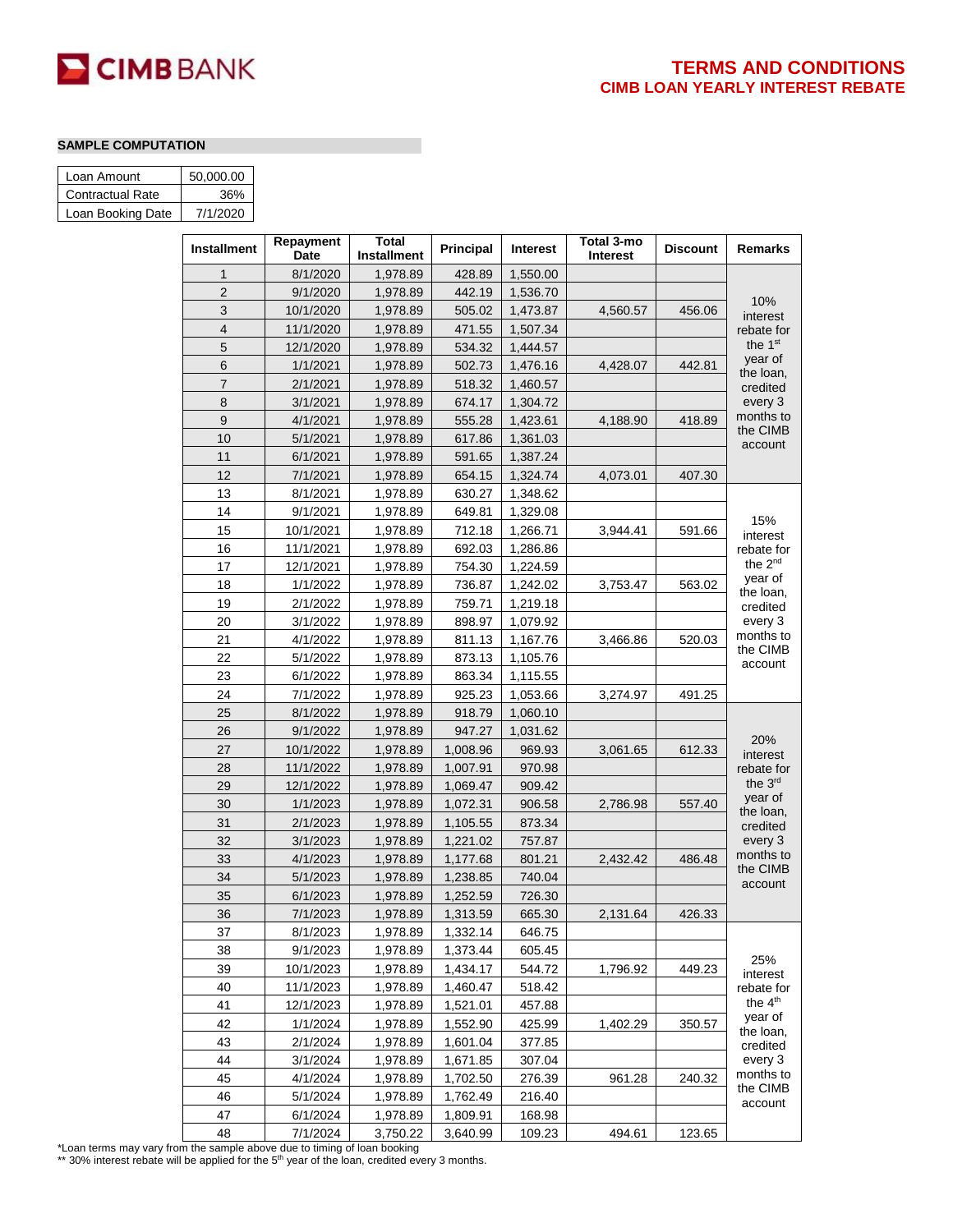# TERMS AND CONDITIONS
## CIMB LOAN YEARLY INTEREST REBATE

**SAMPLE COMPUTATION**

| | |
|---|---|
| Loan Amount | 50,000.00 |
| Contractual Rate | 36% |
| Loan Booking Date | 7/1/2020 |

| Installment | Repayment Date | Total Installment | Principal | Interest | Total 3-mo Interest | Discount | Remarks |
|---|---|---|---|---|---|---|---|
| 1 | 8/1/2020 | 1,978.89 | 428.89 | 1,550.00 | | | 10% interest rebate for the 1st year of the loan, credited every 3 months to the CIMB account |
| 2 | 9/1/2020 | 1,978.89 | 442.19 | 1,536.70 | | | |
| 3 | 10/1/2020 | 1,978.89 | 505.02 | 1,473.87 | 4,560.57 | 456.06 | |
| 4 | 11/1/2020 | 1,978.89 | 471.55 | 1,507.34 | | | |
| 5 | 12/1/2020 | 1,978.89 | 534.32 | 1,444.57 | | | |
| 6 | 1/1/2021 | 1,978.89 | 502.73 | 1,476.16 | 4,428.07 | 442.81 | |
| 7 | 2/1/2021 | 1,978.89 | 518.32 | 1,460.57 | | | |
| 8 | 3/1/2021 | 1,978.89 | 674.17 | 1,304.72 | | | |
| 9 | 4/1/2021 | 1,978.89 | 555.28 | 1,423.61 | 4,188.90 | 418.89 | |
| 10 | 5/1/2021 | 1,978.89 | 617.86 | 1,361.03 | | | |
| 11 | 6/1/2021 | 1,978.89 | 591.65 | 1,387.24 | | | |
| 12 | 7/1/2021 | 1,978.89 | 654.15 | 1,324.74 | 4,073.01 | 407.30 | |
| 13 | 8/1/2021 | 1,978.89 | 630.27 | 1,348.62 | | | 15% interest rebate for the 2nd year of the loan, credited every 3 months to the CIMB account |
| 14 | 9/1/2021 | 1,978.89 | 649.81 | 1,329.08 | | | |
| 15 | 10/1/2021 | 1,978.89 | 712.18 | 1,266.71 | 3,944.41 | 591.66 | |
| 16 | 11/1/2021 | 1,978.89 | 692.03 | 1,286.86 | | | |
| 17 | 12/1/2021 | 1,978.89 | 754.30 | 1,224.59 | | | |
| 18 | 1/1/2022 | 1,978.89 | 736.87 | 1,242.02 | 3,753.47 | 563.02 | |
| 19 | 2/1/2022 | 1,978.89 | 759.71 | 1,219.18 | | | |
| 20 | 3/1/2022 | 1,978.89 | 898.97 | 1,079.92 | | | |
| 21 | 4/1/2022 | 1,978.89 | 811.13 | 1,167.76 | 3,466.86 | 520.03 | |
| 22 | 5/1/2022 | 1,978.89 | 873.13 | 1,105.76 | | | |
| 23 | 6/1/2022 | 1,978.89 | 863.34 | 1,115.55 | | | |
| 24 | 7/1/2022 | 1,978.89 | 925.23 | 1,053.66 | 3,274.97 | 491.25 | |
| 25 | 8/1/2022 | 1,978.89 | 918.79 | 1,060.10 | | | 20% interest rebate for the 3rd year of the loan, credited every 3 months to the CIMB account |
| 26 | 9/1/2022 | 1,978.89 | 947.27 | 1,031.62 | | | |
| 27 | 10/1/2022 | 1,978.89 | 1,008.96 | 969.93 | 3,061.65 | 612.33 | |
| 28 | 11/1/2022 | 1,978.89 | 1,007.91 | 970.98 | | | |
| 29 | 12/1/2022 | 1,978.89 | 1,069.47 | 909.42 | | | |
| 30 | 1/1/2023 | 1,978.89 | 1,072.31 | 906.58 | 2,786.98 | 557.40 | |
| 31 | 2/1/2023 | 1,978.89 | 1,105.55 | 873.34 | | | |
| 32 | 3/1/2023 | 1,978.89 | 1,221.02 | 757.87 | | | |
| 33 | 4/1/2023 | 1,978.89 | 1,177.68 | 801.21 | 2,432.42 | 486.48 | |
| 34 | 5/1/2023 | 1,978.89 | 1,238.85 | 740.04 | | | |
| 35 | 6/1/2023 | 1,978.89 | 1,252.59 | 726.30 | | | |
| 36 | 7/1/2023 | 1,978.89 | 1,313.59 | 665.30 | 2,131.64 | 426.33 | |
| 37 | 8/1/2023 | 1,978.89 | 1,332.14 | 646.75 | | | 25% interest rebate for the 4th year of the loan, credited every 3 months to the CIMB account |
| 38 | 9/1/2023 | 1,978.89 | 1,373.44 | 605.45 | | | |
| 39 | 10/1/2023 | 1,978.89 | 1,434.17 | 544.72 | 1,796.92 | 449.23 | |
| 40 | 11/1/2023 | 1,978.89 | 1,460.47 | 518.42 | | | |
| 41 | 12/1/2023 | 1,978.89 | 1,521.01 | 457.88 | | | |
| 42 | 1/1/2024 | 1,978.89 | 1,552.90 | 425.99 | 1,402.29 | 350.57 | |
| 43 | 2/1/2024 | 1,978.89 | 1,601.04 | 377.85 | | | |
| 44 | 3/1/2024 | 1,978.89 | 1,671.85 | 307.04 | | | |
| 45 | 4/1/2024 | 1,978.89 | 1,702.50 | 276.39 | 961.28 | 240.32 | |
| 46 | 5/1/2024 | 1,978.89 | 1,762.49 | 216.40 | | | |
| 47 | 6/1/2024 | 1,978.89 | 1,809.91 | 168.98 | | | |
| 48 | 7/1/2024 | 3,750.22 | 3,640.99 | 109.23 | 494.61 | 123.65 | |

*Loan terms may vary from the sample above due to timing of loan booking

** 30% interest rebate will be applied for the 5th year of the loan, credited every 3 months.